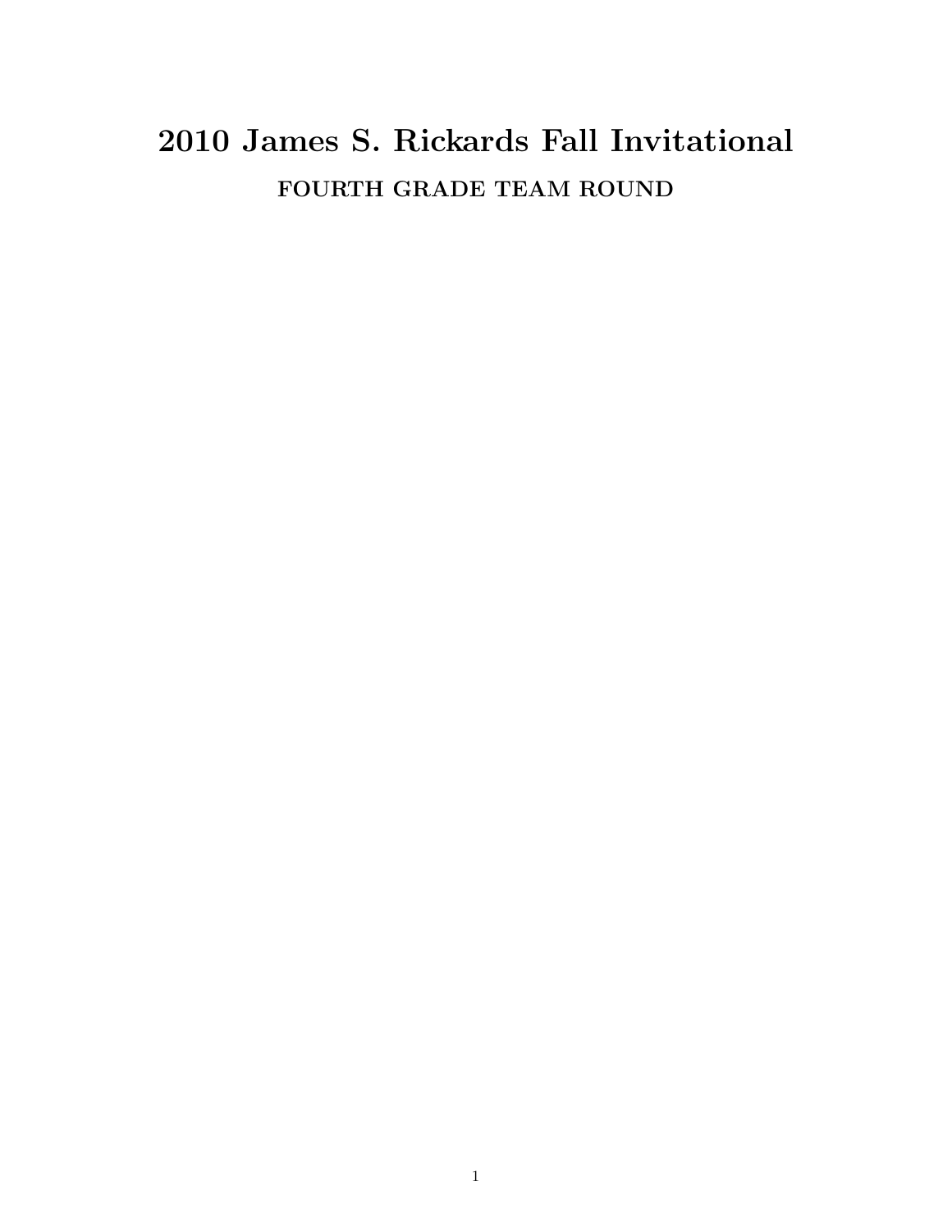# 2010 James S. Rickards Fall Invitational

## FOURTH GRADE TEAM ROUND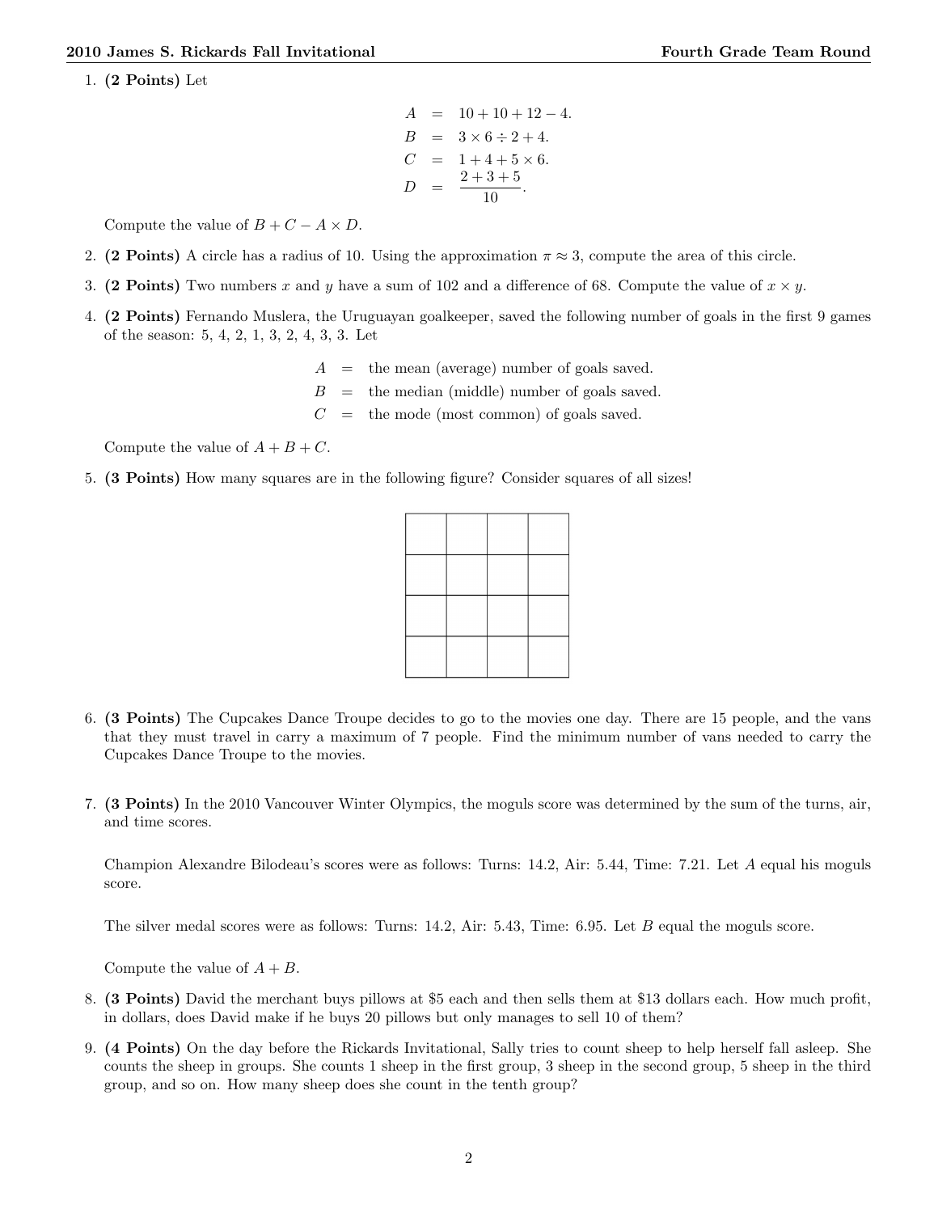1. **(2 Points)** Let

$$
\begin{aligned}
A &= 10 + 10 + 12 - 4. \\
B &= 3 \times 6 \div 2 + 4. \\
C &= 1 + 4 + 5 \times 6. \\
D &= \frac{2 + 3 + 5}{10}.
\end{aligned}
$$

Compute the value of $B + C - A \times D$.

2. **(2 Points)** A circle has a radius of 10. Using the approximation $\pi \approx 3$, compute the area of this circle.

3. **(2 Points)** Two numbers $x$ and $y$ have a sum of 102 and a difference of 68. Compute the value of $x \times y$.

4. **(2 Points)** Fernando Muslera, the Uruguayan goalkeeper, saved the following number of goals in the first 9 games of the season: 5, 4, 2, 1, 3, 2, 4, 3, 3. Let

$$
\begin{aligned}
A &= \text{the mean (average) number of goals saved.} \\
B &= \text{the median (middle) number of goals saved.} \\
C &= \text{the mode (most common) of goals saved.}
\end{aligned}
$$

Compute the value of $A + B + C$.

5. **(3 Points)** How many squares are in the following figure? Consider squares of all sizes!

| | | | |
|---|---|---|---|
| | | | |
| | | | |
| | | | |
| | | | |

6. **(3 Points)** The Cupcakes Dance Troupe decides to go to the movies one day. There are 15 people, and the vans that they must travel in carry a maximum of 7 people. Find the minimum number of vans needed to carry the Cupcakes Dance Troupe to the movies.

7. **(3 Points)** In the 2010 Vancouver Winter Olympics, the moguls score was determined by the sum of the turns, air, and time scores.

   Champion Alexandre Bilodeau's scores were as follows: Turns: 14.2, Air: 5.44, Time: 7.21. Let $A$ equal his moguls score.

   The silver medal scores were as follows: Turns: 14.2, Air: 5.43, Time: 6.95. Let $B$ equal the moguls score.

   Compute the value of $A + B$.

8. **(3 Points)** David the merchant buys pillows at \$5 each and then sells them at \$13 dollars each. How much profit, in dollars, does David make if he buys 20 pillows but only manages to sell 10 of them?

9. **(4 Points)** On the day before the Rickards Invitational, Sally tries to count sheep to help herself fall asleep. She counts the sheep in groups. She counts 1 sheep in the first group, 3 sheep in the second group, 5 sheep in the third group, and so on. How many sheep does she count in the tenth group?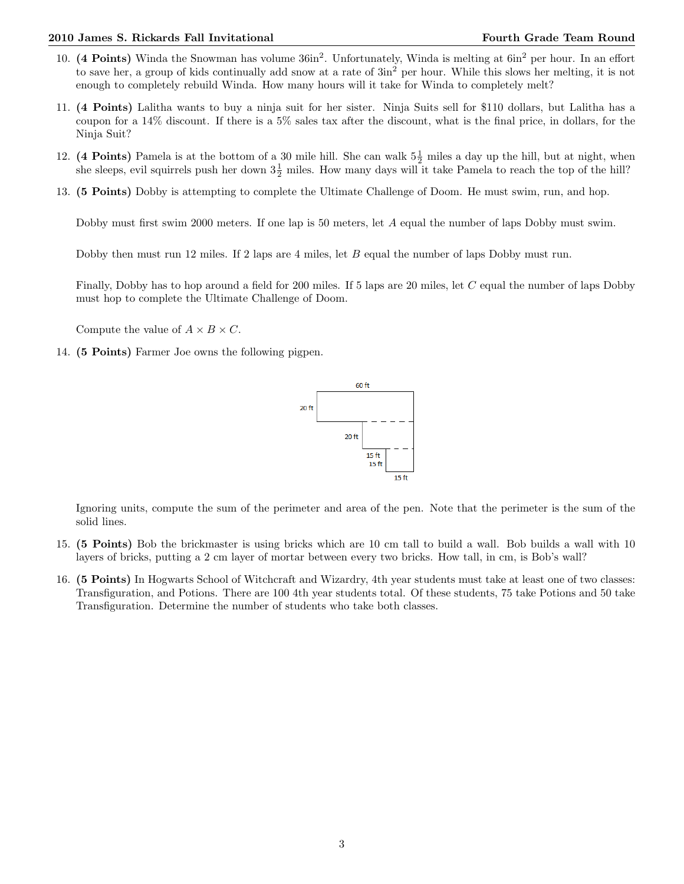10. **(4 Points)** Winda the Snowman has volume $36\text{in}^2$. Unfortunately, Winda is melting at $6\text{in}^2$ per hour. In an effort to save her, a group of kids continually add snow at a rate of $3\text{in}^2$ per hour. While this slows her melting, it is not enough to completely rebuild Winda. How many hours will it take for Winda to completely melt?

11. **(4 Points)** Lalitha wants to buy a ninja suit for her sister. Ninja Suits sell for $110 dollars, but Lalitha has a coupon for a 14% discount. If there is a 5% sales tax after the discount, what is the final price, in dollars, for the Ninja Suit?

12. **(4 Points)** Pamela is at the bottom of a 30 mile hill. She can walk $5\frac{1}{2}$ miles a day up the hill, but at night, when she sleeps, evil squirrels push her down $3\frac{1}{2}$ miles. How many days will it take Pamela to reach the top of the hill?

13. **(5 Points)** Dobby is attempting to complete the Ultimate Challenge of Doom. He must swim, run, and hop.

    Dobby must first swim 2000 meters. If one lap is 50 meters, let $A$ equal the number of laps Dobby must swim.

    Dobby then must run 12 miles. If 2 laps are 4 miles, let $B$ equal the number of laps Dobby must run.

    Finally, Dobby has to hop around a field for 200 miles. If 5 laps are 20 miles, let $C$ equal the number of laps Dobby must hop to complete the Ultimate Challenge of Doom.

    Compute the value of $A \times B \times C$.

14. **(5 Points)** Farmer Joe owns the following pigpen.

    60 ft
    20 ft
    20 ft
    15 ft
    15 ft
    15 ft

    Ignoring units, compute the sum of the perimeter and area of the pen. Note that the perimeter is the sum of the solid lines.

15. **(5 Points)** Bob the brickmaster is using bricks which are 10 cm tall to build a wall. Bob builds a wall with 10 layers of bricks, putting a 2 cm layer of mortar between every two bricks. How tall, in cm, is Bob's wall?

16. **(5 Points)** In Hogwarts School of Witchcraft and Wizardry, 4th year students must take at least one of two classes: Transfiguration, and Potions. There are 100 4th year students total. Of these students, 75 take Potions and 50 take Transfiguration. Determine the number of students who take both classes.